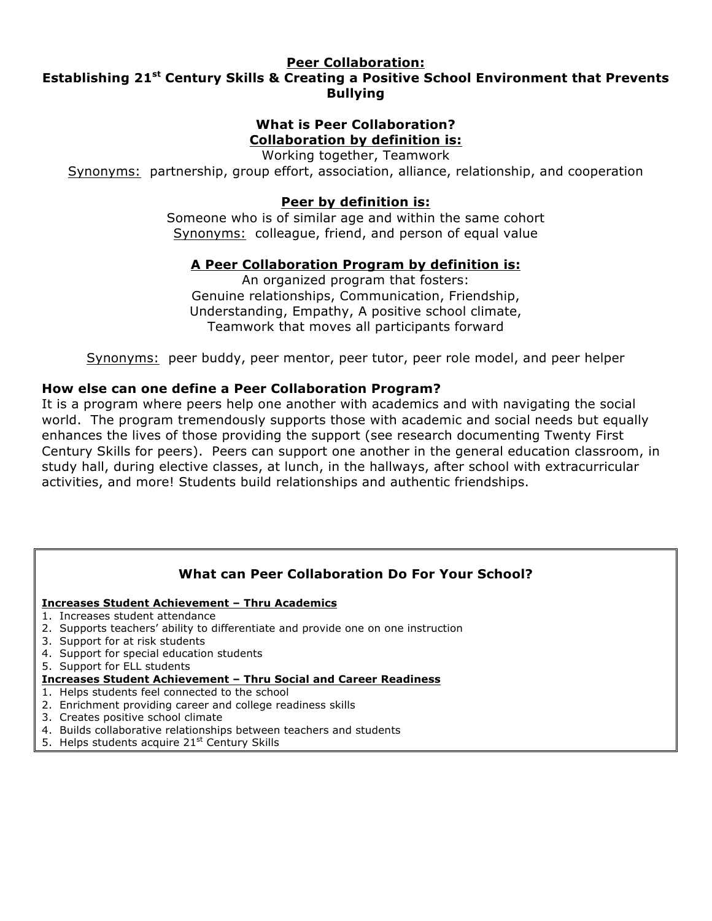# Peer Collaboration:
# Establishing 21st Century Skills & Creating a Positive School Environment that Prevents Bullying

## What is Peer Collaboration?

### Collaboration by definition is:

Working together, Teamwork

Synonyms: partnership, group effort, association, alliance, relationship, and cooperation

### Peer by definition is:

Someone who is of similar age and within the same cohort

Synonyms: colleague, friend, and person of equal value

### A Peer Collaboration Program by definition is:

An organized program that fosters:
Genuine relationships, Communication, Friendship,
Understanding, Empathy, A positive school climate,
Teamwork that moves all participants forward

Synonyms: peer buddy, peer mentor, peer tutor, peer role model, and peer helper

### How else can one define a Peer Collaboration Program?

It is a program where peers help one another with academics and with navigating the social world. The program tremendously supports those with academic and social needs but equally enhances the lives of those providing the support (see research documenting Twenty First Century Skills for peers). Peers can support one another in the general education classroom, in study hall, during elective classes, at lunch, in the hallways, after school with extracurricular activities, and more! Students build relationships and authentic friendships.

### What can Peer Collaboration Do For Your School?

**Increases Student Achievement – Thru Academics**

1. Increases student attendance
2. Supports teachers' ability to differentiate and provide one on one instruction
3. Support for at risk students
4. Support for special education students
5. Support for ELL students

**Increases Student Achievement – Thru Social and Career Readiness**

1. Helps students feel connected to the school
2. Enrichment providing career and college readiness skills
3. Creates positive school climate
4. Builds collaborative relationships between teachers and students
5. Helps students acquire 21st Century Skills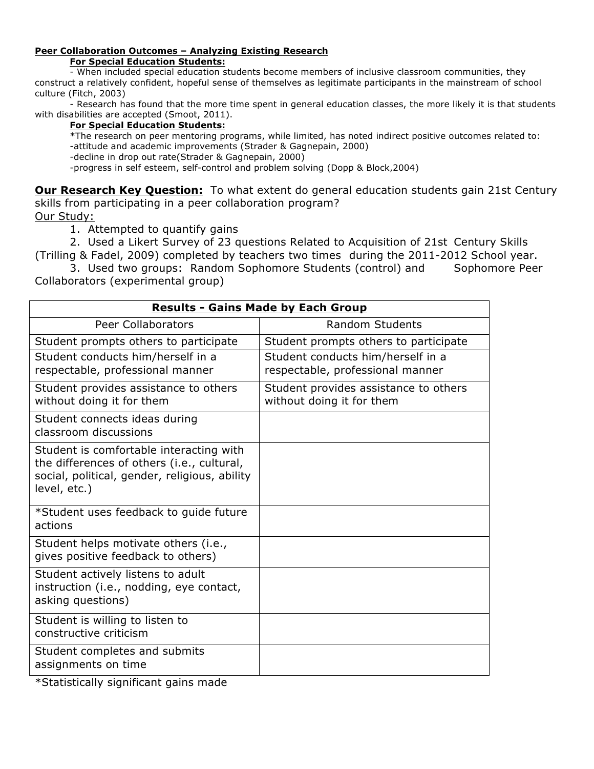**Peer Collaboration Outcomes – Analyzing Existing Research**

**For Special Education Students:**

- When included special education students become members of inclusive classroom communities, they construct a relatively confident, hopeful sense of themselves as legitimate participants in the mainstream of school culture (Fitch, 2003)
- Research has found that the more time spent in general education classes, the more likely it is that students with disabilities are accepted (Smoot, 2011).

**For Special Education Students:**

*The research on peer mentoring programs, while limited, has noted indirect positive outcomes related to:

- attitude and academic improvements (Strader & Gagnepain, 2000)
- decline in drop out rate(Strader & Gagnepain, 2000)
- progress in self esteem, self-control and problem solving (Dopp & Block,2004)

**Our Research Key Question:** To what extent do general education students gain 21st Century skills from participating in a peer collaboration program?

Our Study:

1. Attempted to quantify gains
2. Used a Likert Survey of 23 questions Related to Acquisition of 21st Century Skills (Trilling & Fadel, 2009) completed by teachers two times during the 2011-2012 School year.
3. Used two groups: Random Sophomore Students (control) and Sophomore Peer Collaborators (experimental group)

| **Results - Gains Made by Each Group** | |
|---|---|
| Peer Collaborators | Random Students |
| Student prompts others to participate | Student prompts others to participate |
| Student conducts him/herself in a respectable, professional manner | Student conducts him/herself in a respectable, professional manner |
| Student provides assistance to others without doing it for them | Student provides assistance to others without doing it for them |
| Student connects ideas during classroom discussions | |
| Student is comfortable interacting with the differences of others (i.e., cultural, social, political, gender, religious, ability level, etc.) | |
| *Student uses feedback to guide future actions | |
| Student helps motivate others (i.e., gives positive feedback to others) | |
| Student actively listens to adult instruction (i.e., nodding, eye contact, asking questions) | |
| Student is willing to listen to constructive criticism | |
| Student completes and submits assignments on time | |

*Statistically significant gains made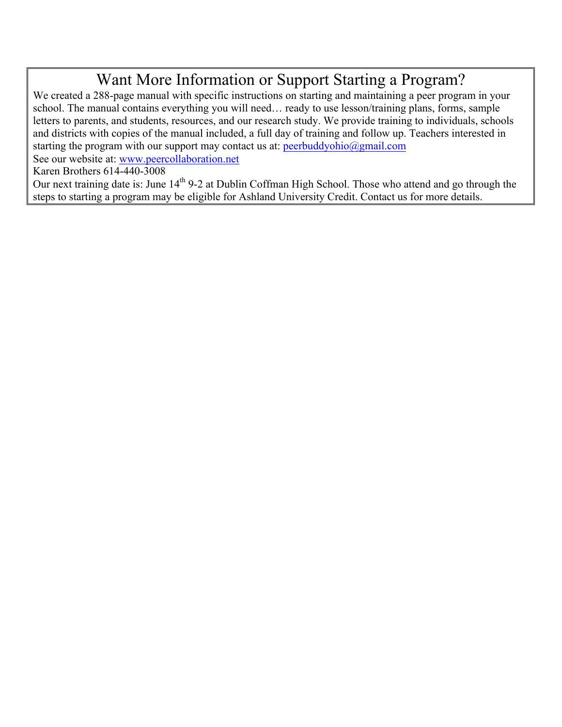## Want More Information or Support Starting a Program?

We created a 288-page manual with specific instructions on starting and maintaining a peer program in your school. The manual contains everything you will need… ready to use lesson/training plans, forms, sample letters to parents, and students, resources, and our research study. We provide training to individuals, schools and districts with copies of the manual included, a full day of training and follow up. Teachers interested in starting the program with our support may contact us at: peerbuddyohio@gmail.com

See our website at: www.peercollaboration.net

Karen Brothers 614-440-3008

Our next training date is: June 14th 9-2 at Dublin Coffman High School. Those who attend and go through the steps to starting a program may be eligible for Ashland University Credit. Contact us for more details.